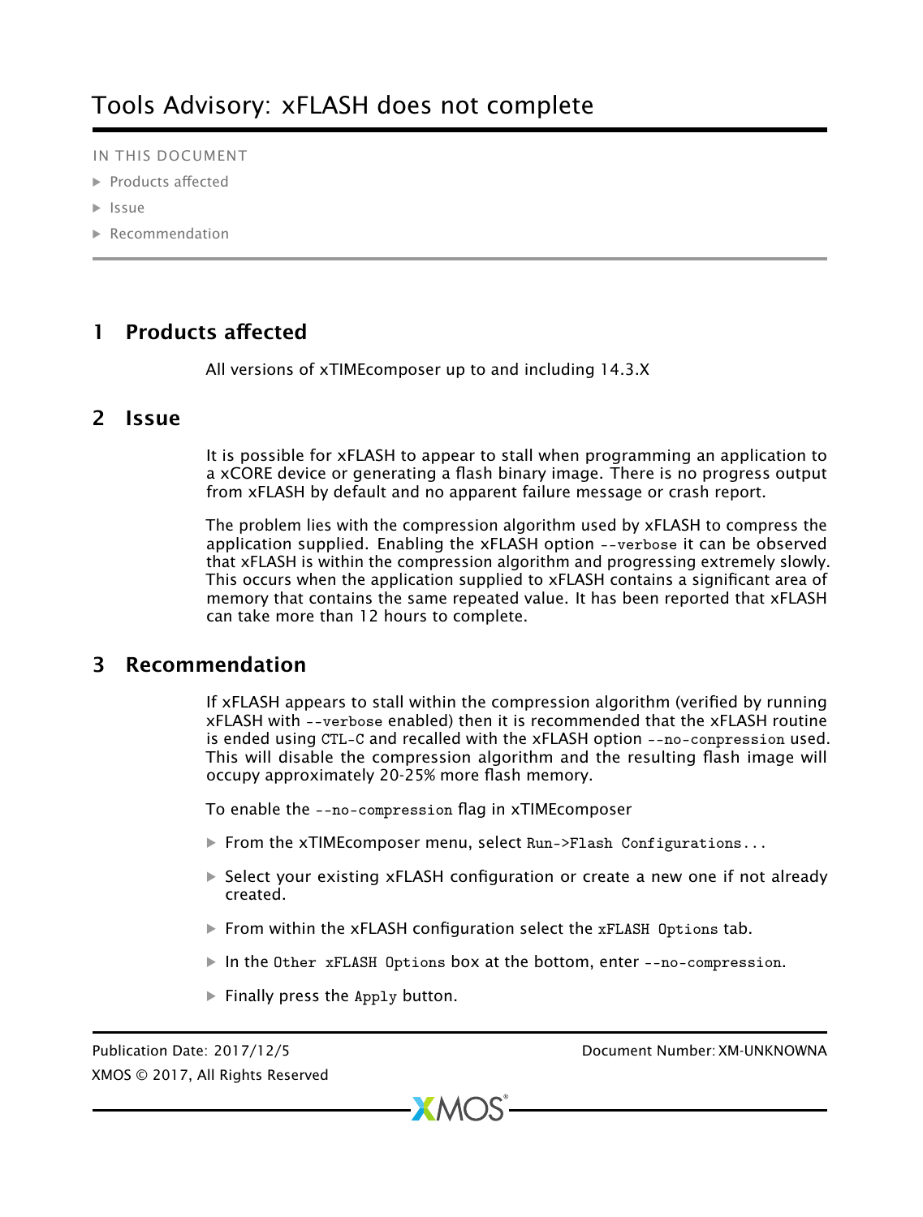# Tools Advisory: xFLASH does not complete

IN THIS DOCUMENT

- Products affected
- Issue
- Recommendation

## 1 Products affected

All versions of xTIMEcomposer up to and including 14.3.X

## 2 Issue

It is possible for xFLASH to appear to stall when programming an application to a xCORE device or generating a flash binary image. There is no progress output from xFLASH by default and no apparent failure message or crash report.

The problem lies with the compression algorithm used by xFLASH to compress the application supplied. Enabling the xFLASH option `--verbose` it can be observed that xFLASH is within the compression algorithm and progressing extremely slowly. This occurs when the application supplied to xFLASH contains a significant area of memory that contains the same repeated value. It has been reported that xFLASH can take more than 12 hours to complete.

## 3 Recommendation

If xFLASH appears to stall within the compression algorithm (verified by running xFLASH with `--verbose` enabled) then it is recommended that the xFLASH routine is ended using `CTL-C` and recalled with the xFLASH option `--no-conpression` used. This will disable the compression algorithm and the resulting flash image will occupy approximately 20-25% more flash memory.

To enable the `--no-compression` flag in xTIMEcomposer

- From the xTIMEcomposer menu, select `Run->Flash Configurations...`
- Select your existing xFLASH configuration or create a new one if not already created.
- From within the xFLASH configuration select the `xFLASH Options` tab.
- In the `Other xFLASH Options` box at the bottom, enter `--no-compression`.
- Finally press the `Apply` button.

Publication Date: 2017/12/5
Document Number: XM-UNKNOWNA
XMOS © 2017, All Rights Reserved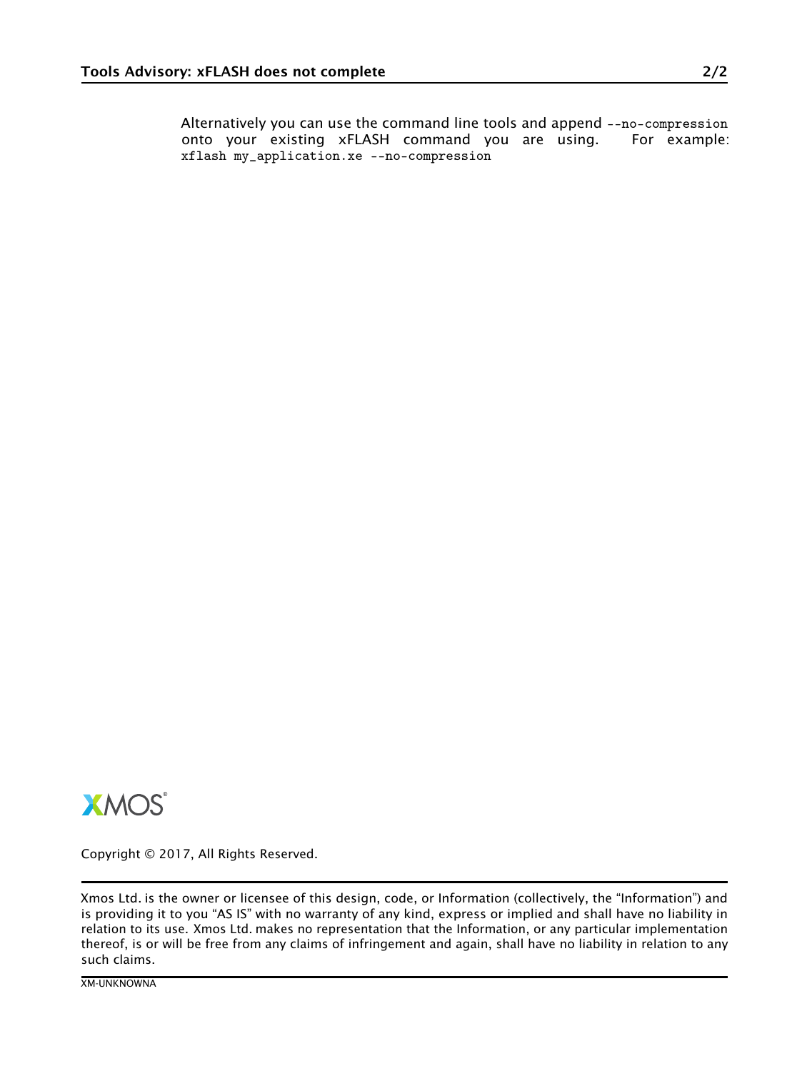Alternatively you can use the command line tools and append `--no-compression` onto your existing xFLASH command you are using. For example: `xflash my_application.xe --no-compression`

XMOS

Copyright © 2017, All Rights Reserved.

Xmos Ltd. is the owner or licensee of this design, code, or Information (collectively, the "Information") and is providing it to you "AS IS" with no warranty of any kind, express or implied and shall have no liability in relation to its use. Xmos Ltd. makes no representation that the Information, or any particular implementation thereof, is or will be free from any claims of infringement and again, shall have no liability in relation to any such claims.

XM-UNKNOWNA